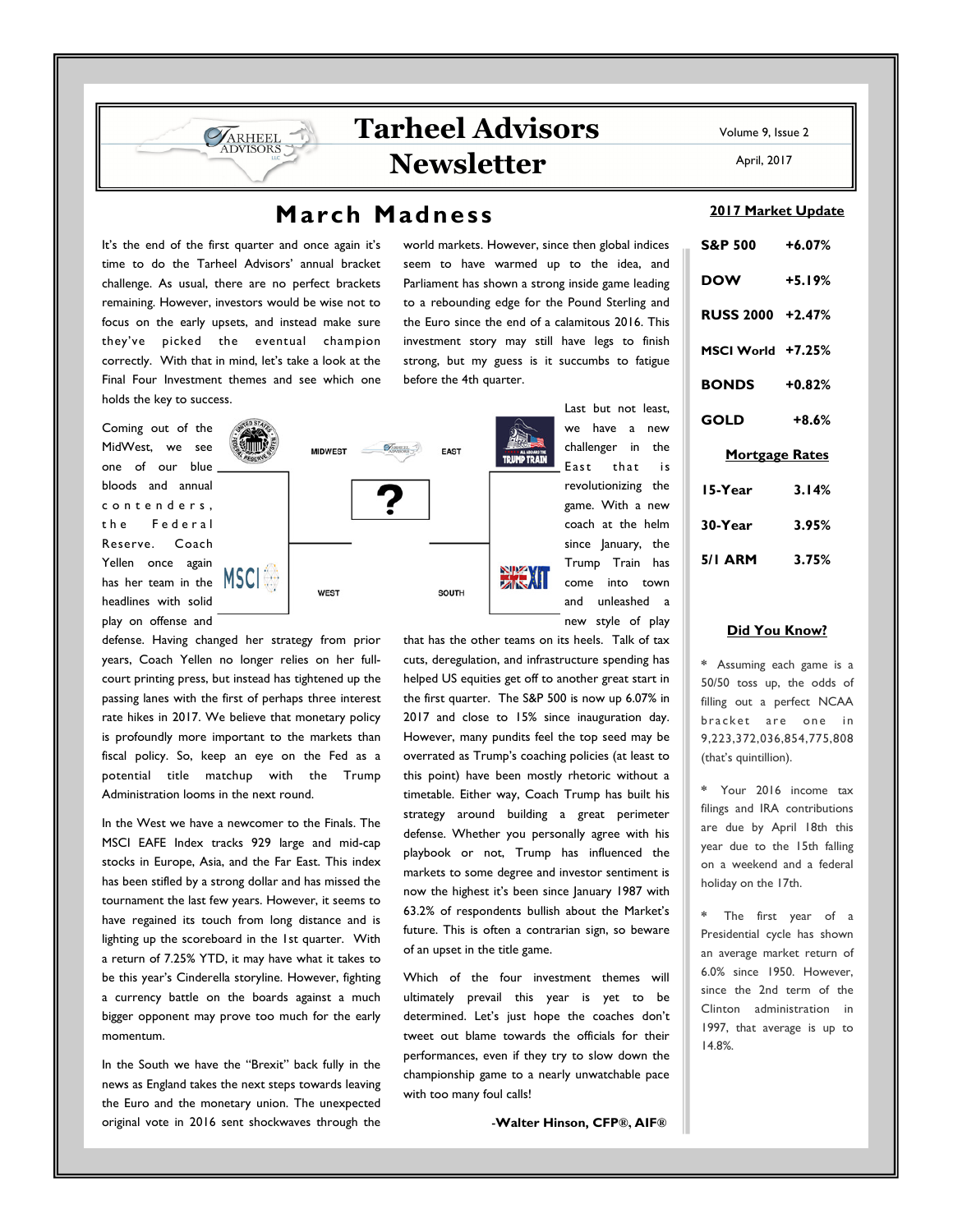# Tarheel Advisors Newsletter

Volume 9, Issue 2

April, 2017

## March Madness

It's the end of the first quarter and once again it's time to do the Tarheel Advisors' annual bracket challenge. As usual, there are no perfect brackets remaining. However, investors would be wise not to focus on the early upsets, and instead make sure they've picked the eventual champion correctly. With that in mind, let's take a look at the Final Four Investment themes and see which one holds the key to success.

MIDWEST — EAST — WEST — SOUTH

Coming out of the MidWest, we see one of our blue bloods and annual contenders, the Federal Reserve. Coach Yellen once again has her team in the headlines with solid play on offense and defense. Having changed her strategy from prior years, Coach Yellen no longer relies on her full-court printing press, but instead has tightened up the passing lanes with the first of perhaps three interest rate hikes in 2017. We believe that monetary policy is profoundly more important to the markets than fiscal policy. So, keep an eye on the Fed as a potential title matchup with the Trump Administration looms in the next round.

In the West we have a newcomer to the Finals. The MSCI EAFE Index tracks 929 large and mid-cap stocks in Europe, Asia, and the Far East. This index has been stifled by a strong dollar and has missed the tournament the last few years. However, it seems to have regained its touch from long distance and is lighting up the scoreboard in the 1st quarter. With a return of 7.25% YTD, it may have what it takes to be this year's Cinderella storyline. However, fighting a currency battle on the boards against a much bigger opponent may prove too much for the early momentum.

In the South we have the "Brexit" back fully in the news as England takes the next steps towards leaving the Euro and the monetary union. The unexpected original vote in 2016 sent shockwaves through the world markets. However, since then global indices seem to have warmed up to the idea, and Parliament has shown a strong inside game leading to a rebounding edge for the Pound Sterling and the Euro since the end of a calamitous 2016. This investment story may still have legs to finish strong, but my guess is it succumbs to fatigue before the 4th quarter.

Last but not least, we have a new challenger in the East that is revolutionizing the game. With a new coach at the helm since January, the Trump Train has come into town and unleashed a new style of play that has the other teams on its heels. Talk of tax cuts, deregulation, and infrastructure spending has helped US equities get off to another great start in the first quarter. The S&P 500 is now up 6.07% in 2017 and close to 15% since inauguration day. However, many pundits feel the top seed may be overrated as Trump's coaching policies (at least to this point) have been mostly rhetoric without a timetable. Either way, Coach Trump has built his strategy around building a great perimeter defense. Whether you personally agree with his playbook or not, Trump has influenced the markets to some degree and investor sentiment is now the highest it's been since January 1987 with 63.2% of respondents bullish about the Market's future. This is often a contrarian sign, so beware of an upset in the title game.

Which of the four investment themes will ultimately prevail this year is yet to be determined. Let's just hope the coaches don't tweet out blame towards the officials for their performances, even if they try to slow down the championship game to a nearly unwatchable pace with too many foul calls!

-**Walter Hinson, CFP®, AIF®**

### 2017 Market Update

| | |
|---|---|
| **S&P 500** | **+6.07%** |
| **DOW** | **+5.19%** |
| **RUSS 2000** | **+2.47%** |
| **MSCI World** | **+7.25%** |
| **BONDS** | **+0.82%** |
| **GOLD** | **+8.6%** |

### Mortgage Rates

| | |
|---|---|
| **15-Year** | **3.14%** |
| **30-Year** | **3.95%** |
| **5/1 ARM** | **3.75%** |

### Did You Know?

* Assuming each game is a 50/50 toss up, the odds of filling out a perfect NCAA bracket are one in 9,223,372,036,854,775,808 (that's quintillion).

* Your 2016 income tax filings and IRA contributions are due by April 18th this year due to the 15th falling on a weekend and a federal holiday on the 17th.

* The first year of a Presidential cycle has shown an average market return of 6.0% since 1950. However, since the 2nd term of the Clinton administration in 1997, that average is up to 14.8%.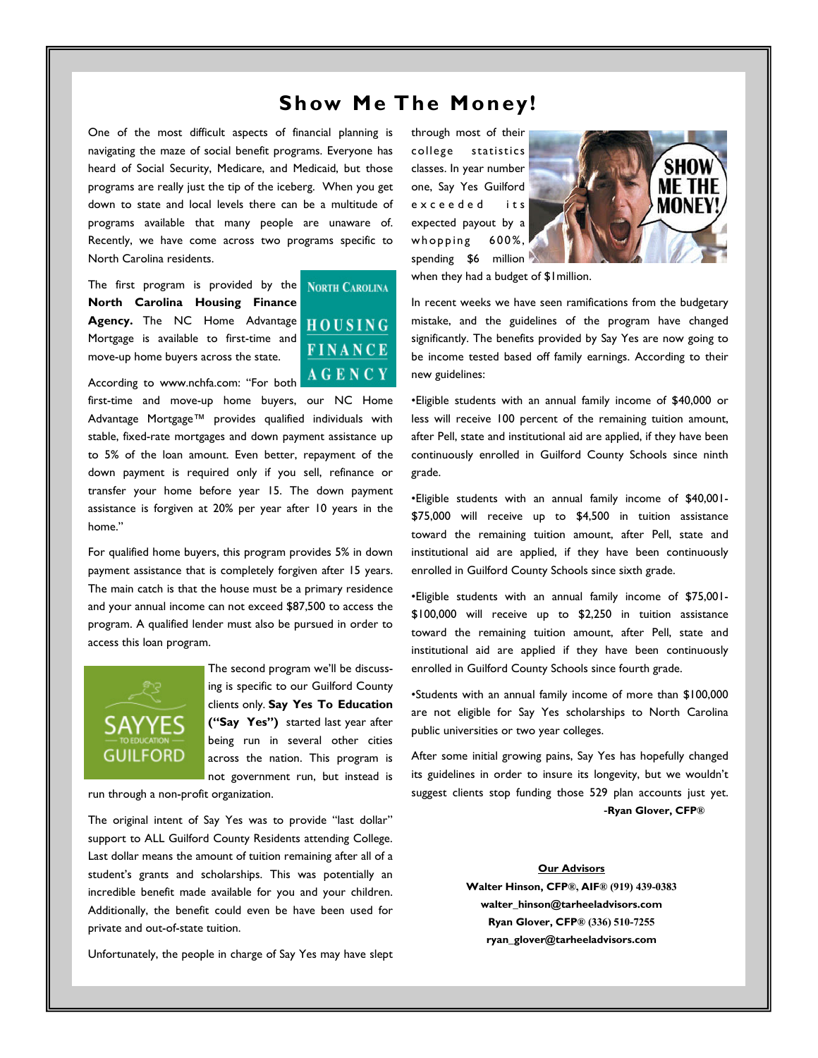# Show Me The Money!

One of the most difficult aspects of financial planning is navigating the maze of social benefit programs. Everyone has heard of Social Security, Medicare, and Medicaid, but those programs are really just the tip of the iceberg. When you get down to state and local levels there can be a multitude of programs available that many people are unaware of. Recently, we have come across two programs specific to North Carolina residents.

The first program is provided by the **North Carolina Housing Finance Agency.** The NC Home Advantage Mortgage is available to first-time and move-up home buyers across the state.

According to www.nchfa.com: "For both first-time and move-up home buyers, our NC Home Advantage Mortgage™ provides qualified individuals with stable, fixed-rate mortgages and down payment assistance up to 5% of the loan amount. Even better, repayment of the down payment is required only if you sell, refinance or transfer your home before year 15. The down payment assistance is forgiven at 20% per year after 10 years in the home."

For qualified home buyers, this program provides 5% in down payment assistance that is completely forgiven after 15 years. The main catch is that the house must be a primary residence and your annual income can not exceed $87,500 to access the program. A qualified lender must also be pursued in order to access this loan program.

The second program we'll be discussing is specific to our Guilford County clients only. **Say Yes To Education ("Say Yes")** started last year after being run in several other cities across the nation. This program is not government run, but instead is run through a non-profit organization.

The original intent of Say Yes was to provide "last dollar" support to ALL Guilford County Residents attending College. Last dollar means the amount of tuition remaining after all of a student's grants and scholarships. This was potentially an incredible benefit made available for you and your children. Additionally, the benefit could even be have been used for private and out-of-state tuition.

Unfortunately, the people in charge of Say Yes may have slept through most of their college statistics classes. In year number one, Say Yes Guilford exceeded its expected payout by a whopping 600%, spending $6 million when they had a budget of $1million.

In recent weeks we have seen ramifications from the budgetary mistake, and the guidelines of the program have changed significantly. The benefits provided by Say Yes are now going to be income tested based off family earnings. According to their new guidelines:

- Eligible students with an annual family income of $40,000 or less will receive 100 percent of the remaining tuition amount, after Pell, state and institutional aid are applied, if they have been continuously enrolled in Guilford County Schools since ninth grade.
- Eligible students with an annual family income of $40,001-$75,000 will receive up to $4,500 in tuition assistance toward the remaining tuition amount, after Pell, state and institutional aid are applied, if they have been continuously enrolled in Guilford County Schools since sixth grade.
- Eligible students with an annual family income of $75,001-$100,000 will receive up to $2,250 in tuition assistance toward the remaining tuition amount, after Pell, state and institutional aid are applied if they have been continuously enrolled in Guilford County Schools since fourth grade.
- Students with an annual family income of more than $100,000 are not eligible for Say Yes scholarships to North Carolina public universities or two year colleges.

After some initial growing pains, Say Yes has hopefully changed its guidelines in order to insure its longevity, but we wouldn't suggest clients stop funding those 529 plan accounts just yet.

**-Ryan Glover, CFP®**

**Our Advisors**

**Walter Hinson, CFP®, AIF® (919) 439-0383**
**walter_hinson@tarheeladvisors.com**
**Ryan Glover, CFP® (336) 510-7255**
**ryan_glover@tarheeladvisors.com**